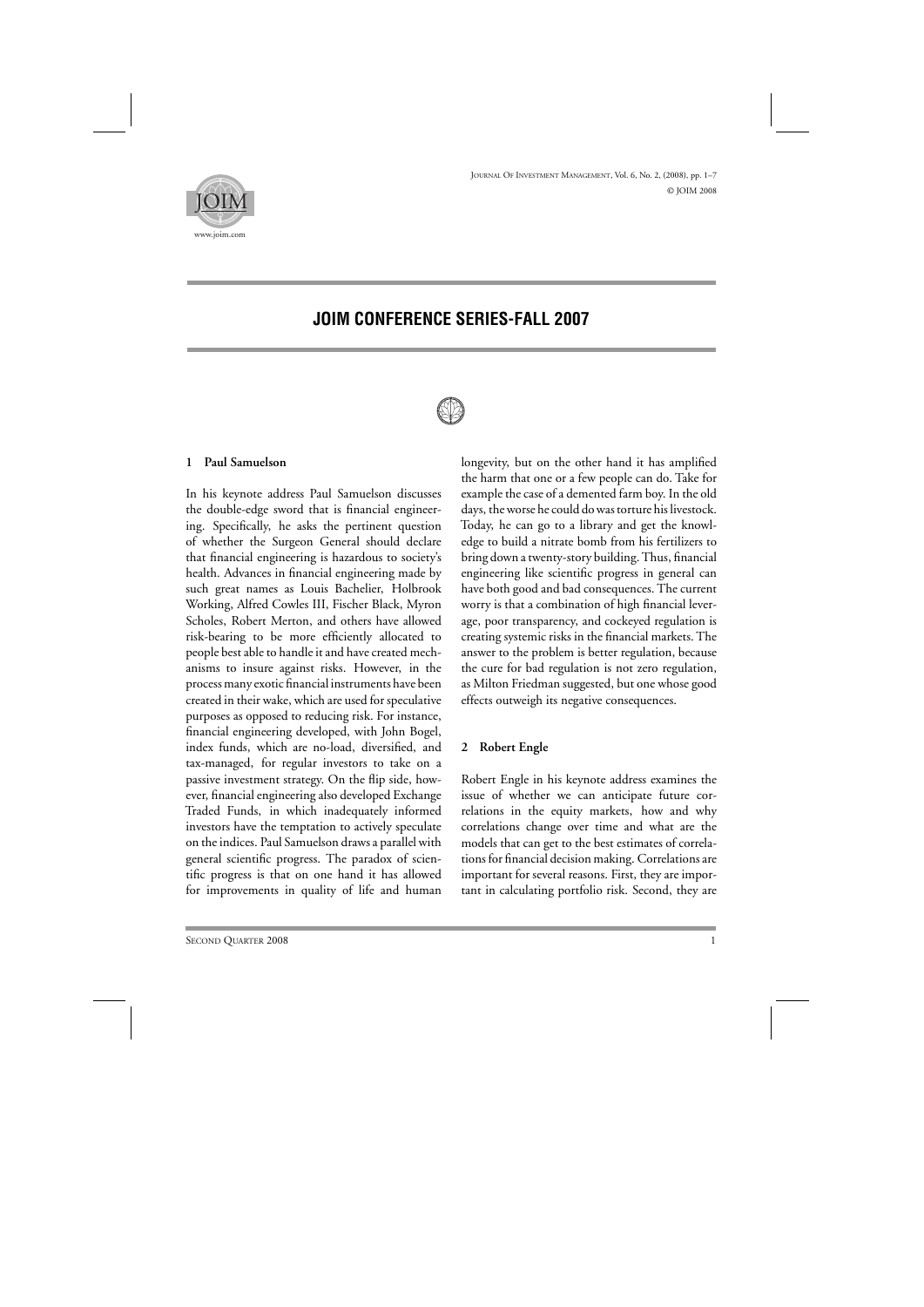# JOIM CONFERENCE SERIES-FALL 2007

## 1 Paul Samuelson

In his keynote address Paul Samuelson discusses the double-edge sword that is financial engineering. Specifically, he asks the pertinent question of whether the Surgeon General should declare that financial engineering is hazardous to society's health. Advances in financial engineering made by such great names as Louis Bachelier, Holbrook Working, Alfred Cowles III, Fischer Black, Myron Scholes, Robert Merton, and others have allowed risk-bearing to be more efficiently allocated to people best able to handle it and have created mechanisms to insure against risks. However, in the process many exotic financial instruments have been created in their wake, which are used for speculative purposes as opposed to reducing risk. For instance, financial engineering developed, with John Bogel, index funds, which are no-load, diversified, and tax-managed, for regular investors to take on a passive investment strategy. On the flip side, however, financial engineering also developed Exchange Traded Funds, in which inadequately informed investors have the temptation to actively speculate on the indices. Paul Samuelson draws a parallel with general scientific progress. The paradox of scientific progress is that on one hand it has allowed for improvements in quality of life and human longevity, but on the other hand it has amplified the harm that one or a few people can do. Take for example the case of a demented farm boy. In the old days, the worse he could do was torture his livestock. Today, he can go to a library and get the knowledge to build a nitrate bomb from his fertilizers to bring down a twenty-story building. Thus, financial engineering like scientific progress in general can have both good and bad consequences. The current worry is that a combination of high financial leverage, poor transparency, and cockeyed regulation is creating systemic risks in the financial markets. The answer to the problem is better regulation, because the cure for bad regulation is not zero regulation, as Milton Friedman suggested, but one whose good effects outweigh its negative consequences.

## 2 Robert Engle

Robert Engle in his keynote address examines the issue of whether we can anticipate future correlations in the equity markets, how and why correlations change over time and what are the models that can get to the best estimates of correlations for financial decision making. Correlations are important for several reasons. First, they are important in calculating portfolio risk. Second, they are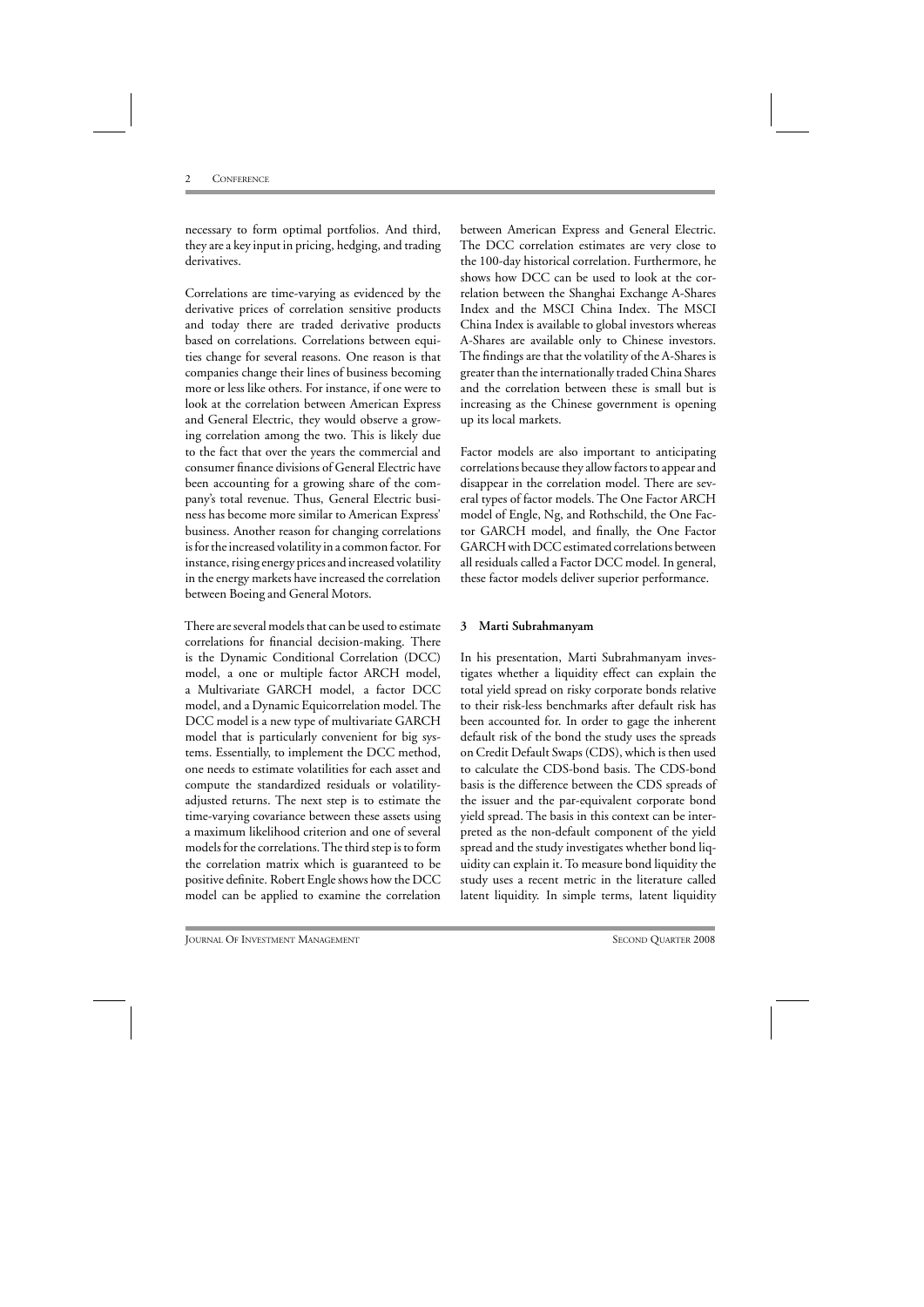necessary to form optimal portfolios. And third, they are a key input in pricing, hedging, and trading derivatives.

Correlations are time-varying as evidenced by the derivative prices of correlation sensitive products and today there are traded derivative products based on correlations. Correlations between equities change for several reasons. One reason is that companies change their lines of business becoming more or less like others. For instance, if one were to look at the correlation between American Express and General Electric, they would observe a growing correlation among the two. This is likely due to the fact that over the years the commercial and consumer finance divisions of General Electric have been accounting for a growing share of the company's total revenue. Thus, General Electric business has become more similar to American Express' business. Another reason for changing correlations is for the increased volatility in a common factor. For instance, rising energy prices and increased volatility in the energy markets have increased the correlation between Boeing and General Motors.

There are several models that can be used to estimate correlations for financial decision-making. There is the Dynamic Conditional Correlation (DCC) model, a one or multiple factor ARCH model, a Multivariate GARCH model, a factor DCC model, and a Dynamic Equicorrelation model. The DCC model is a new type of multivariate GARCH model that is particularly convenient for big systems. Essentially, to implement the DCC method, one needs to estimate volatilities for each asset and compute the standardized residuals or volatility-adjusted returns. The next step is to estimate the time-varying covariance between these assets using a maximum likelihood criterion and one of several models for the correlations. The third step is to form the correlation matrix which is guaranteed to be positive definite. Robert Engle shows how the DCC model can be applied to examine the correlation between American Express and General Electric. The DCC correlation estimates are very close to the 100-day historical correlation. Furthermore, he shows how DCC can be used to look at the correlation between the Shanghai Exchange A-Shares Index and the MSCI China Index. The MSCI China Index is available to global investors whereas A-Shares are available only to Chinese investors. The findings are that the volatility of the A-Shares is greater than the internationally traded China Shares and the correlation between these is small but is increasing as the Chinese government is opening up its local markets.

Factor models are also important to anticipating correlations because they allow factors to appear and disappear in the correlation model. There are several types of factor models. The One Factor ARCH model of Engle, Ng, and Rothschild, the One Factor GARCH model, and finally, the One Factor GARCH with DCC estimated correlations between all residuals called a Factor DCC model. In general, these factor models deliver superior performance.

## 3 Marti Subrahmanyam

In his presentation, Marti Subrahmanyam investigates whether a liquidity effect can explain the total yield spread on risky corporate bonds relative to their risk-less benchmarks after default risk has been accounted for. In order to gage the inherent default risk of the bond the study uses the spreads on Credit Default Swaps (CDS), which is then used to calculate the CDS-bond basis. The CDS-bond basis is the difference between the CDS spreads of the issuer and the par-equivalent corporate bond yield spread. The basis in this context can be interpreted as the non-default component of the yield spread and the study investigates whether bond liquidity can explain it. To measure bond liquidity the study uses a recent metric in the literature called latent liquidity. In simple terms, latent liquidity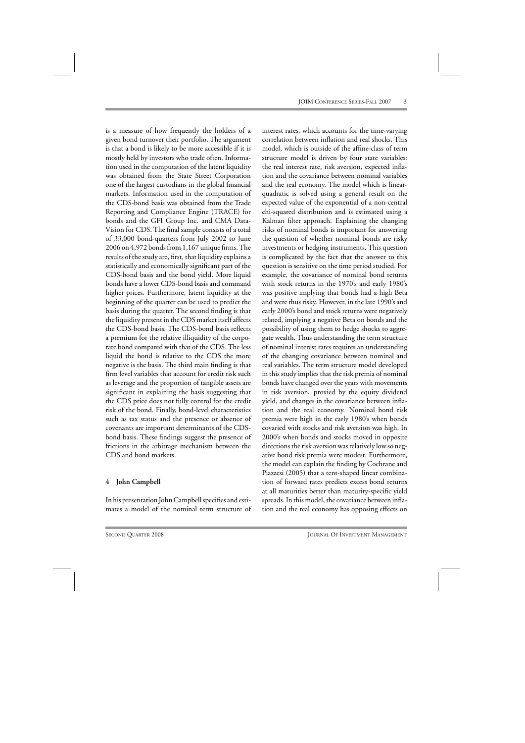is a measure of how frequently the holders of a given bond turnover their portfolio. The argument is that a bond is likely to be more accessible if it is mostly held by investors who trade often. Information used in the computation of the latent liquidity was obtained from the State Street Corporation one of the largest custodians in the global financial markets. Information used in the computation of the CDS-bond basis was obtained from the Trade Reporting and Compliance Engine (TRACE) for bonds and the GFI Group Inc. and CMA Data-Vision for CDS. The final sample consists of a total of 33,000 bond-quarters from July 2002 to June 2006 on 4,972 bonds from 1,167 unique firms. The results of the study are, first, that liquidity explains a statistically and economically significant part of the CDS-bond basis and the bond yield. More liquid bonds have a lower CDS-bond basis and command higher prices. Furthermore, latent liquidity at the beginning of the quarter can be used to predict the basis during the quarter. The second finding is that the liquidity present in the CDS market itself affects the CDS-bond basis. The CDS-bond basis reflects a premium for the relative illiquidity of the corporate bond compared with that of the CDS. The less liquid the bond is relative to the CDS the more negative is the basis. The third main finding is that firm level variables that account for credit risk such as leverage and the proportion of tangible assets are significant in explaining the basis suggesting that the CDS price does not fully control for the credit risk of the bond. Finally, bond-level characteristics such as tax status and the presence or absence of covenants are important determinants of the CDS-bond basis. These findings suggest the presence of frictions in the arbitrage mechanism between the CDS and bond markets.

## 4 John Campbell

In his presentation John Campbell specifies and estimates a model of the nominal term structure of interest rates, which accounts for the time-varying correlation between inflation and real shocks. This model, which is outside of the affine-class of term structure model is driven by four state variables: the real interest rate, risk aversion, expected inflation and the covariance between nominal variables and the real economy. The model which is linear-quadratic is solved using a general result on the expected value of the exponential of a non-central chi-squared distribution and is estimated using a Kalman filter approach. Explaining the changing risks of nominal bonds is important for answering the question of whether nominal bonds are risky investments or hedging instruments. This question is complicated by the fact that the answer to this question is sensitive on the time period studied. For example, the covariance of nominal bond returns with stock returns in the 1970's and early 1980's was positive implying that bonds had a high Beta and were thus risky. However, in the late 1990's and early 2000's bond and stock returns were negatively related, implying a negative Beta on bonds and the possibility of using them to hedge shocks to aggregate wealth. Thus understanding the term structure of nominal interest rates requires an understanding of the changing covariance between nominal and real variables. The term structure model developed in this study implies that the risk premia of nominal bonds have changed over the years with movements in risk aversion, proxied by the equity dividend yield, and changes in the covariance between inflation and the real economy. Nominal bond risk premia were high in the early 1980's when bonds covaried with stocks and risk aversion was high. In 2000's when bonds and stocks moved in opposite directions the risk aversion was relatively low so negative bond risk premia were modest. Furthermore, the model can explain the finding by Cochrane and Piazzesi (2005) that a tent-shaped linear combination of forward rates predicts excess bond returns at all maturities better than maturity-specific yield spreads. In this model, the covariance between inflation and the real economy has opposing effects on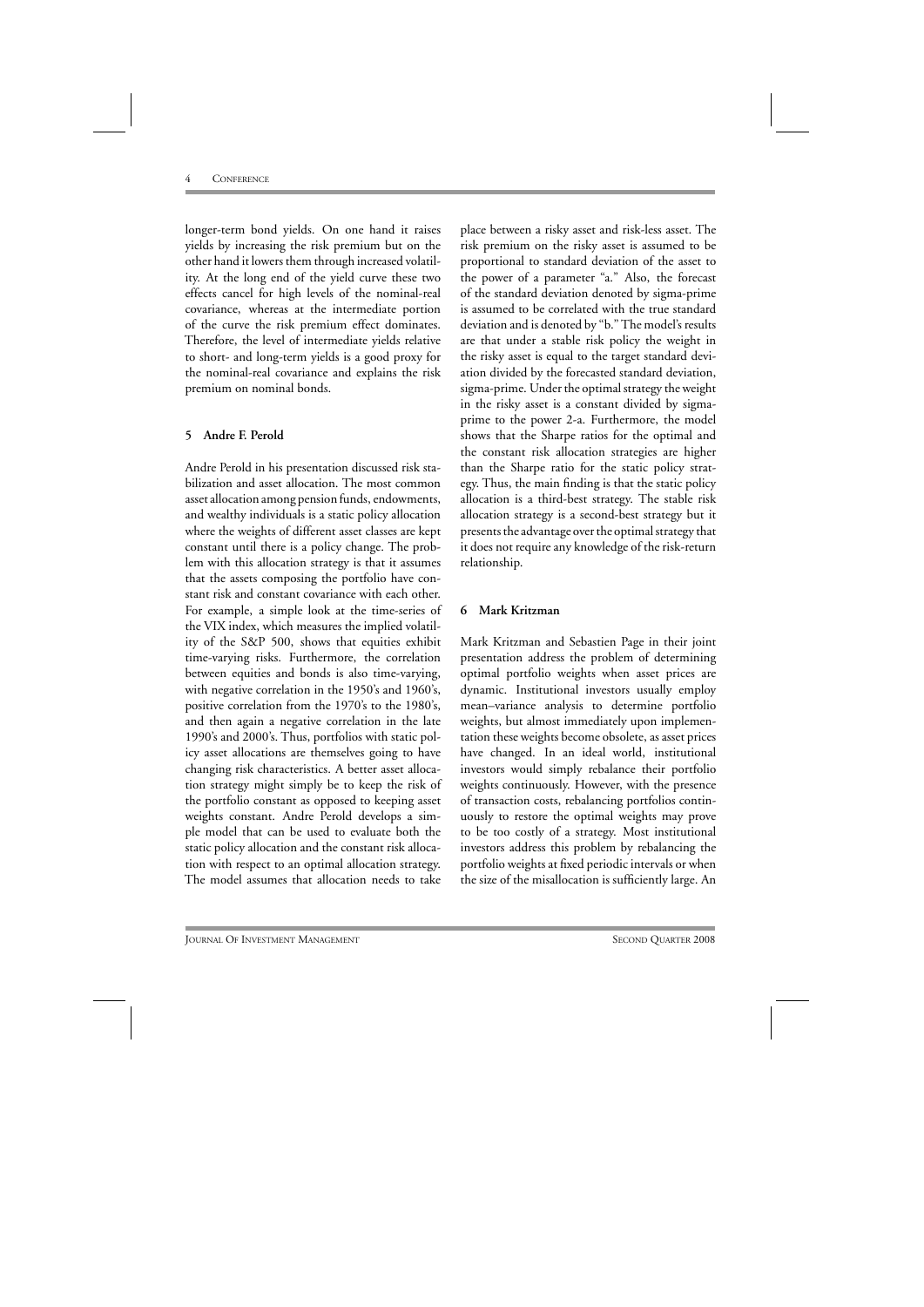longer-term bond yields. On one hand it raises yields by increasing the risk premium but on the other hand it lowers them through increased volatility. At the long end of the yield curve these two effects cancel for high levels of the nominal-real covariance, whereas at the intermediate portion of the curve the risk premium effect dominates. Therefore, the level of intermediate yields relative to short- and long-term yields is a good proxy for the nominal-real covariance and explains the risk premium on nominal bonds.

## 5 Andre F. Perold

Andre Perold in his presentation discussed risk stabilization and asset allocation. The most common asset allocation among pension funds, endowments, and wealthy individuals is a static policy allocation where the weights of different asset classes are kept constant until there is a policy change. The problem with this allocation strategy is that it assumes that the assets composing the portfolio have constant risk and constant covariance with each other. For example, a simple look at the time-series of the VIX index, which measures the implied volatility of the S&P 500, shows that equities exhibit time-varying risks. Furthermore, the correlation between equities and bonds is also time-varying, with negative correlation in the 1950's and 1960's, positive correlation from the 1970's to the 1980's, and then again a negative correlation in the late 1990's and 2000's. Thus, portfolios with static policy asset allocations are themselves going to have changing risk characteristics. A better asset allocation strategy might simply be to keep the risk of the portfolio constant as opposed to keeping asset weights constant. Andre Perold develops a simple model that can be used to evaluate both the static policy allocation and the constant risk allocation with respect to an optimal allocation strategy. The model assumes that allocation needs to take place between a risky asset and risk-less asset. The risk premium on the risky asset is assumed to be proportional to standard deviation of the asset to the power of a parameter "a." Also, the forecast of the standard deviation denoted by sigma-prime is assumed to be correlated with the true standard deviation and is denoted by "b." The model's results are that under a stable risk policy the weight in the risky asset is equal to the target standard deviation divided by the forecasted standard deviation, sigma-prime. Under the optimal strategy the weight in the risky asset is a constant divided by sigma-prime to the power 2-a. Furthermore, the model shows that the Sharpe ratios for the optimal and the constant risk allocation strategies are higher than the Sharpe ratio for the static policy strategy. Thus, the main finding is that the static policy allocation is a third-best strategy. The stable risk allocation strategy is a second-best strategy but it presents the advantage over the optimal strategy that it does not require any knowledge of the risk-return relationship.

## 6 Mark Kritzman

Mark Kritzman and Sebastien Page in their joint presentation address the problem of determining optimal portfolio weights when asset prices are dynamic. Institutional investors usually employ mean–variance analysis to determine portfolio weights, but almost immediately upon implementation these weights become obsolete, as asset prices have changed. In an ideal world, institutional investors would simply rebalance their portfolio weights continuously. However, with the presence of transaction costs, rebalancing portfolios continuously to restore the optimal weights may prove to be too costly of a strategy. Most institutional investors address this problem by rebalancing the portfolio weights at fixed periodic intervals or when the size of the misallocation is sufficiently large. An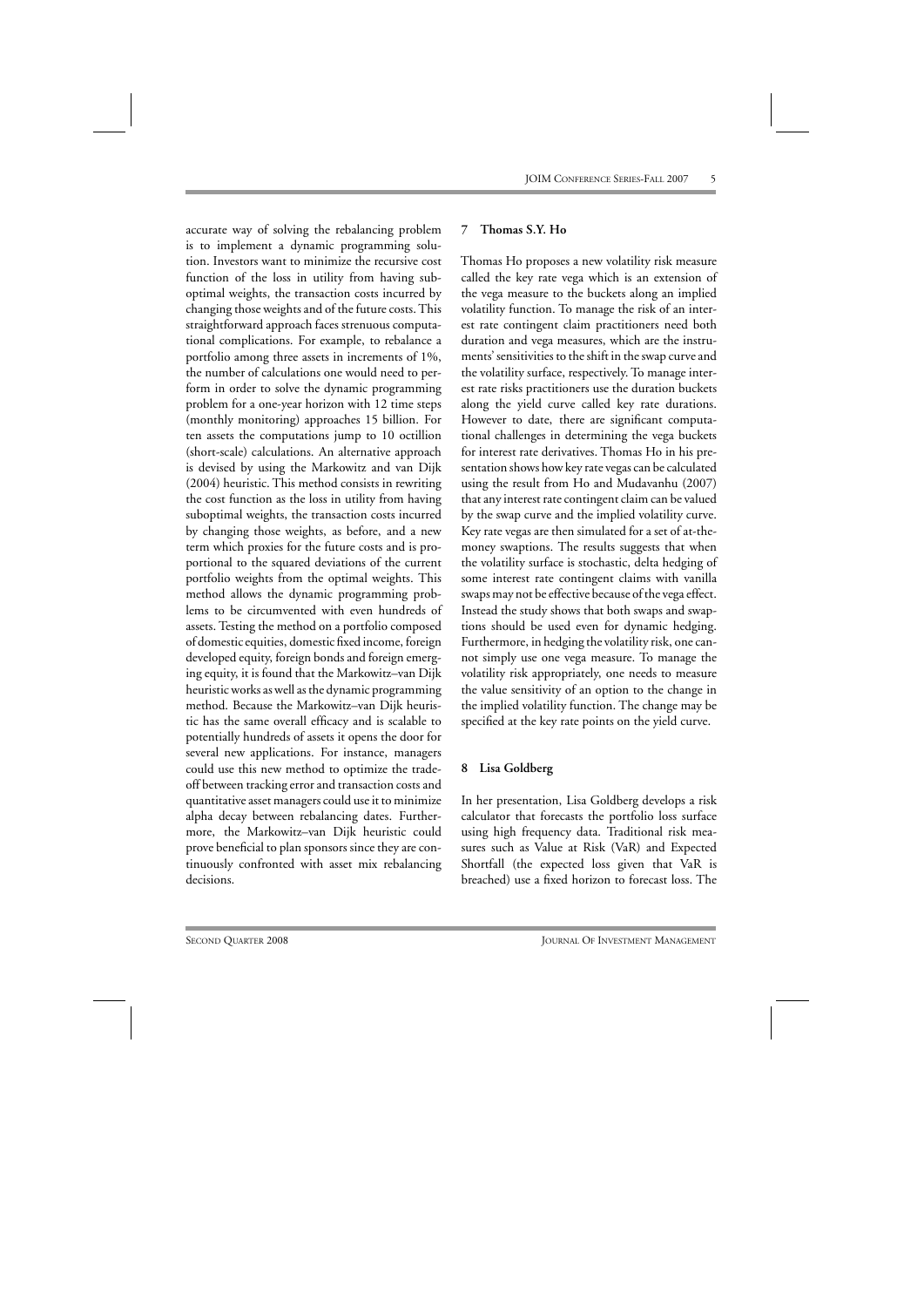accurate way of solving the rebalancing problem is to implement a dynamic programming solution. Investors want to minimize the recursive cost function of the loss in utility from having suboptimal weights, the transaction costs incurred by changing those weights and of the future costs. This straightforward approach faces strenuous computational complications. For example, to rebalance a portfolio among three assets in increments of 1%, the number of calculations one would need to perform in order to solve the dynamic programming problem for a one-year horizon with 12 time steps (monthly monitoring) approaches 15 billion. For ten assets the computations jump to 10 octillion (short-scale) calculations. An alternative approach is devised by using the Markowitz and van Dijk (2004) heuristic. This method consists in rewriting the cost function as the loss in utility from having suboptimal weights, the transaction costs incurred by changing those weights, as before, and a new term which proxies for the future costs and is proportional to the squared deviations of the current portfolio weights from the optimal weights. This method allows the dynamic programming problems to be circumvented with even hundreds of assets. Testing the method on a portfolio composed of domestic equities, domestic fixed income, foreign developed equity, foreign bonds and foreign emerging equity, it is found that the Markowitz–van Dijk heuristic works as well as the dynamic programming method. Because the Markowitz–van Dijk heuristic has the same overall efficacy and is scalable to potentially hundreds of assets it opens the door for several new applications. For instance, managers could use this new method to optimize the tradeoff between tracking error and transaction costs and quantitative asset managers could use it to minimize alpha decay between rebalancing dates. Furthermore, the Markowitz–van Dijk heuristic could prove beneficial to plan sponsors since they are continuously confronted with asset mix rebalancing decisions.

## 7 Thomas S.Y. Ho

Thomas Ho proposes a new volatility risk measure called the key rate vega which is an extension of the vega measure to the buckets along an implied volatility function. To manage the risk of an interest rate contingent claim practitioners need both duration and vega measures, which are the instruments' sensitivities to the shift in the swap curve and the volatility surface, respectively. To manage interest rate risks practitioners use the duration buckets along the yield curve called key rate durations. However to date, there are significant computational challenges in determining the vega buckets for interest rate derivatives. Thomas Ho in his presentation shows how key rate vegas can be calculated using the result from Ho and Mudavanhu (2007) that any interest rate contingent claim can be valued by the swap curve and the implied volatility curve. Key rate vegas are then simulated for a set of at-the-money swaptions. The results suggests that when the volatility surface is stochastic, delta hedging of some interest rate contingent claims with vanilla swaps may not be effective because of the vega effect. Instead the study shows that both swaps and swaptions should be used even for dynamic hedging. Furthermore, in hedging the volatility risk, one cannot simply use one vega measure. To manage the volatility risk appropriately, one needs to measure the value sensitivity of an option to the change in the implied volatility function. The change may be specified at the key rate points on the yield curve.

## 8 Lisa Goldberg

In her presentation, Lisa Goldberg develops a risk calculator that forecasts the portfolio loss surface using high frequency data. Traditional risk measures such as Value at Risk (VaR) and Expected Shortfall (the expected loss given that VaR is breached) use a fixed horizon to forecast loss. The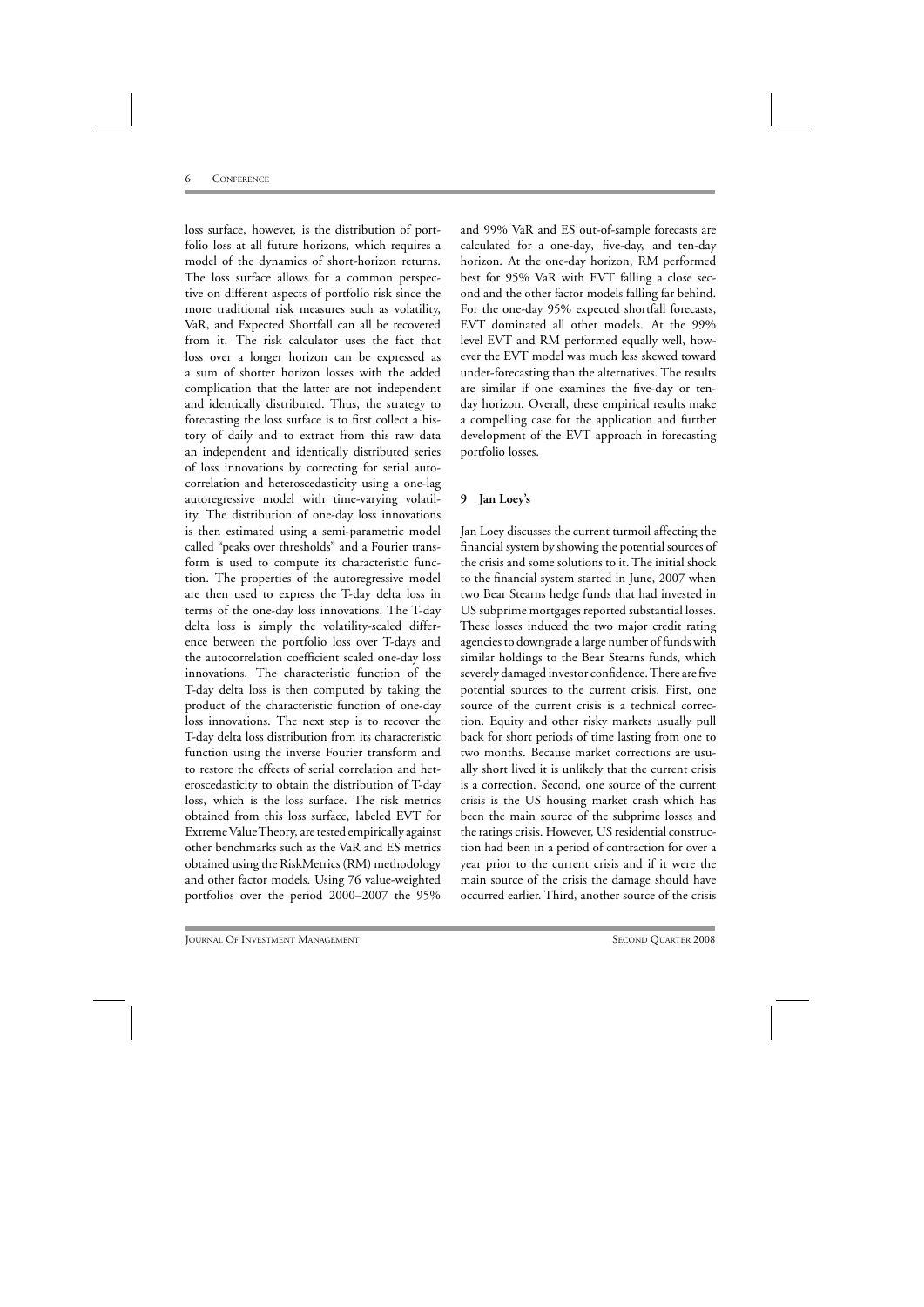loss surface, however, is the distribution of portfolio loss at all future horizons, which requires a model of the dynamics of short-horizon returns. The loss surface allows for a common perspective on different aspects of portfolio risk since the more traditional risk measures such as volatility, VaR, and Expected Shortfall can all be recovered from it. The risk calculator uses the fact that loss over a longer horizon can be expressed as a sum of shorter horizon losses with the added complication that the latter are not independent and identically distributed. Thus, the strategy to forecasting the loss surface is to first collect a history of daily and to extract from this raw data an independent and identically distributed series of loss innovations by correcting for serial autocorrelation and heteroscedasticity using a one-lag autoregressive model with time-varying volatility. The distribution of one-day loss innovations is then estimated using a semi-parametric model called "peaks over thresholds" and a Fourier transform is used to compute its characteristic function. The properties of the autoregressive model are then used to express the T-day delta loss in terms of the one-day loss innovations. The T-day delta loss is simply the volatility-scaled difference between the portfolio loss over T-days and the autocorrelation coefficient scaled one-day loss innovations. The characteristic function of the T-day delta loss is then computed by taking the product of the characteristic function of one-day loss innovations. The next step is to recover the T-day delta loss distribution from its characteristic function using the inverse Fourier transform and to restore the effects of serial correlation and heteroscedasticity to obtain the distribution of T-day loss, which is the loss surface. The risk metrics obtained from this loss surface, labeled EVT for Extreme Value Theory, are tested empirically against other benchmarks such as the VaR and ES metrics obtained using the RiskMetrics (RM) methodology and other factor models. Using 76 value-weighted portfolios over the period 2000–2007 the 95% and 99% VaR and ES out-of-sample forecasts are calculated for a one-day, five-day, and ten-day horizon. At the one-day horizon, RM performed best for 95% VaR with EVT falling a close second and the other factor models falling far behind. For the one-day 95% expected shortfall forecasts, EVT dominated all other models. At the 99% level EVT and RM performed equally well, however the EVT model was much less skewed toward under-forecasting than the alternatives. The results are similar if one examines the five-day or ten-day horizon. Overall, these empirical results make a compelling case for the application and further development of the EVT approach in forecasting portfolio losses.

## 9 Jan Loey's

Jan Loey discusses the current turmoil affecting the financial system by showing the potential sources of the crisis and some solutions to it. The initial shock to the financial system started in June, 2007 when two Bear Stearns hedge funds that had invested in US subprime mortgages reported substantial losses. These losses induced the two major credit rating agencies to downgrade a large number of funds with similar holdings to the Bear Stearns funds, which severely damaged investor confidence. There are five potential sources to the current crisis. First, one source of the current crisis is a technical correction. Equity and other risky markets usually pull back for short periods of time lasting from one to two months. Because market corrections are usually short lived it is unlikely that the current crisis is a correction. Second, one source of the current crisis is the US housing market crash which has been the main source of the subprime losses and the ratings crisis. However, US residential construction had been in a period of contraction for over a year prior to the current crisis and if it were the main source of the crisis the damage should have occurred earlier. Third, another source of the crisis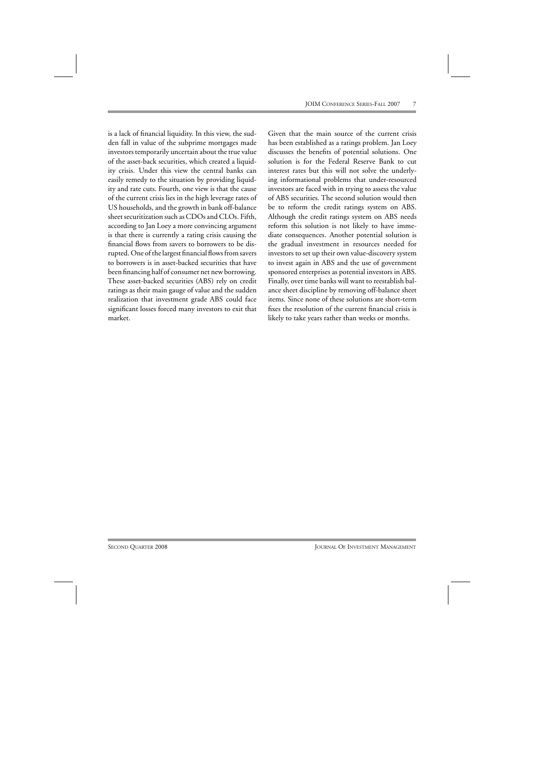is a lack of financial liquidity. In this view, the sudden fall in value of the subprime mortgages made investors temporarily uncertain about the true value of the asset-back securities, which created a liquidity crisis. Under this view the central banks can easily remedy to the situation by providing liquidity and rate cuts. Fourth, one view is that the cause of the current crisis lies in the high leverage rates of US households, and the growth in bank off-balance sheet securitization such as CDOs and CLOs. Fifth, according to Jan Loey a more convincing argument is that there is currently a rating crisis causing the financial flows from savers to borrowers to be disrupted. One of the largest financial flows from savers to borrowers is in asset-backed securities that have been financing half of consumer net new borrowing. These asset-backed securities (ABS) rely on credit ratings as their main gauge of value and the sudden realization that investment grade ABS could face significant losses forced many investors to exit that market.

Given that the main source of the current crisis has been established as a ratings problem. Jan Loey discusses the benefits of potential solutions. One solution is for the Federal Reserve Bank to cut interest rates but this will not solve the underlying informational problems that under-resourced investors are faced with in trying to assess the value of ABS securities. The second solution would then be to reform the credit ratings system on ABS. Although the credit ratings system on ABS needs reform this solution is not likely to have immediate consequences. Another potential solution is the gradual investment in resources needed for investors to set up their own value-discovery system to invest again in ABS and the use of government sponsored enterprises as potential investors in ABS. Finally, over time banks will want to reestablish balance sheet discipline by removing off-balance sheet items. Since none of these solutions are short-term fixes the resolution of the current financial crisis is likely to take years rather than weeks or months.